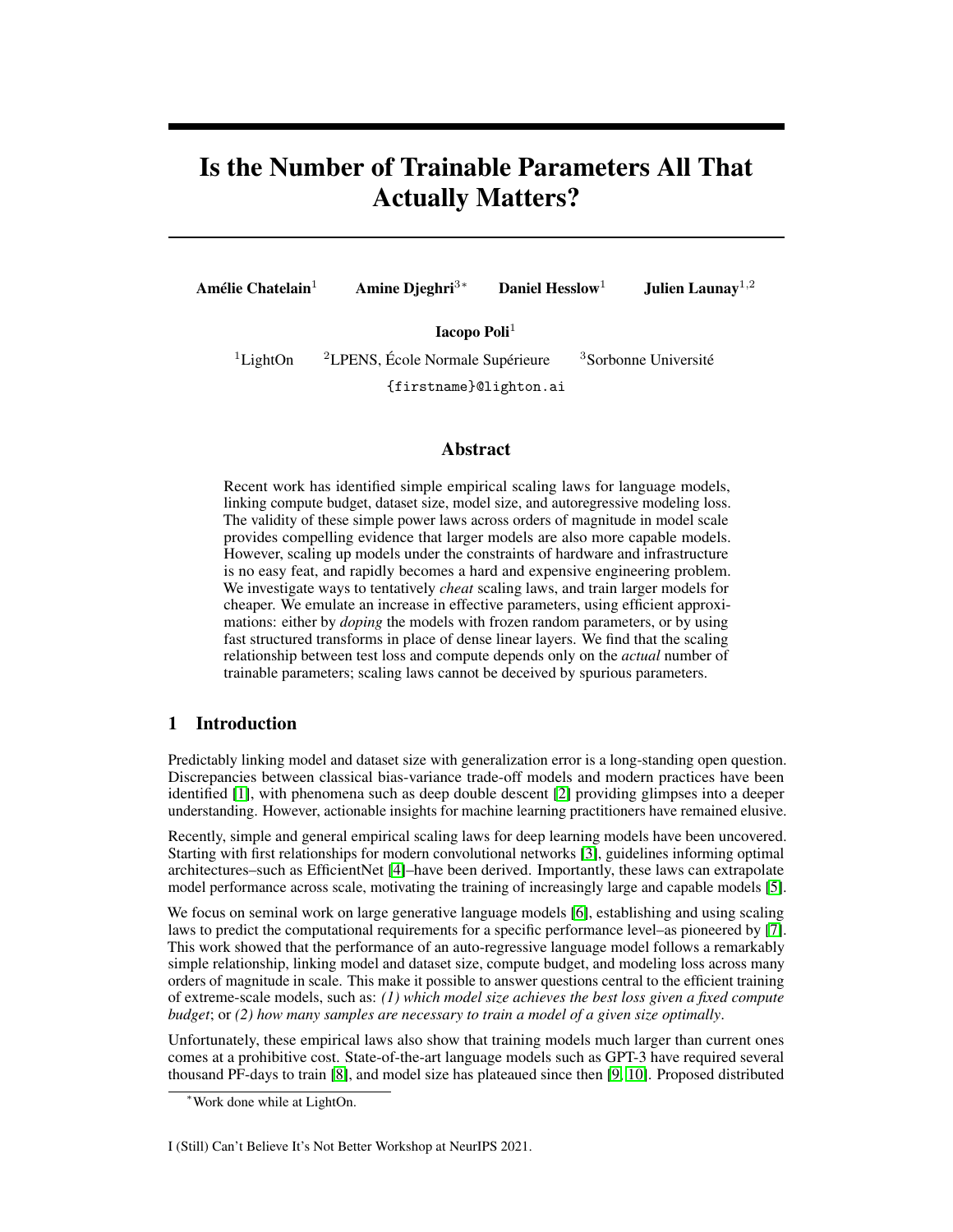# Is the Number of Trainable Parameters All That Actually Matters?

**Amélie Chatelain**[1] **Amine Djeghri**[3*] **Daniel Hesslow**[1] **Julien Launay**[1,2]

**Iacopo Poli**[1]

[1]LightOn [2]LPENS, École Normale Supérieure [3]Sorbonne Université

{firstname}@lighton.ai

## Abstract

Recent work has identified simple empirical scaling laws for language models, linking compute budget, dataset size, model size, and autoregressive modeling loss. The validity of these simple power laws across orders of magnitude in model scale provides compelling evidence that larger models are also more capable models. However, scaling up models under the constraints of hardware and infrastructure is no easy feat, and rapidly becomes a hard and expensive engineering problem. We investigate ways to tentatively *cheat* scaling laws, and train larger models for cheaper. We emulate an increase in effective parameters, using efficient approximations: either by *doping* the models with frozen random parameters, or by using fast structured transforms in place of dense linear layers. We find that the scaling relationship between test loss and compute depends only on the *actual* number of trainable parameters; scaling laws cannot be deceived by spurious parameters.

## 1 Introduction

Predictably linking model and dataset size with generalization error is a long-standing open question. Discrepancies between classical bias-variance trade-off models and modern practices have been identified [1], with phenomena such as deep double descent [2] providing glimpses into a deeper understanding. However, actionable insights for machine learning practitioners have remained elusive.

Recently, simple and general empirical scaling laws for deep learning models have been uncovered. Starting with first relationships for modern convolutional networks [3], guidelines informing optimal architectures–such as EfficientNet [4]–have been derived. Importantly, these laws can extrapolate model performance across scale, motivating the training of increasingly large and capable models [5].

We focus on seminal work on large generative language models [6], establishing and using scaling laws to predict the computational requirements for a specific performance level–as pioneered by [7]. This work showed that the performance of an auto-regressive language model follows a remarkably simple relationship, linking model and dataset size, compute budget, and modeling loss across many orders of magnitude in scale. This make it possible to answer questions central to the efficient training of extreme-scale models, such as: *(1) which model size achieves the best loss given a fixed compute budget*; or *(2) how many samples are necessary to train a model of a given size optimally*.

Unfortunately, these empirical laws also show that training models much larger than current ones comes at a prohibitive cost. State-of-the-art language models such as GPT-3 have required several thousand PF-days to train [8], and model size has plateaued since then [9, 10]. Proposed distributed

*Work done while at LightOn.

I (Still) Can't Believe It's Not Better Workshop at NeurIPS 2021.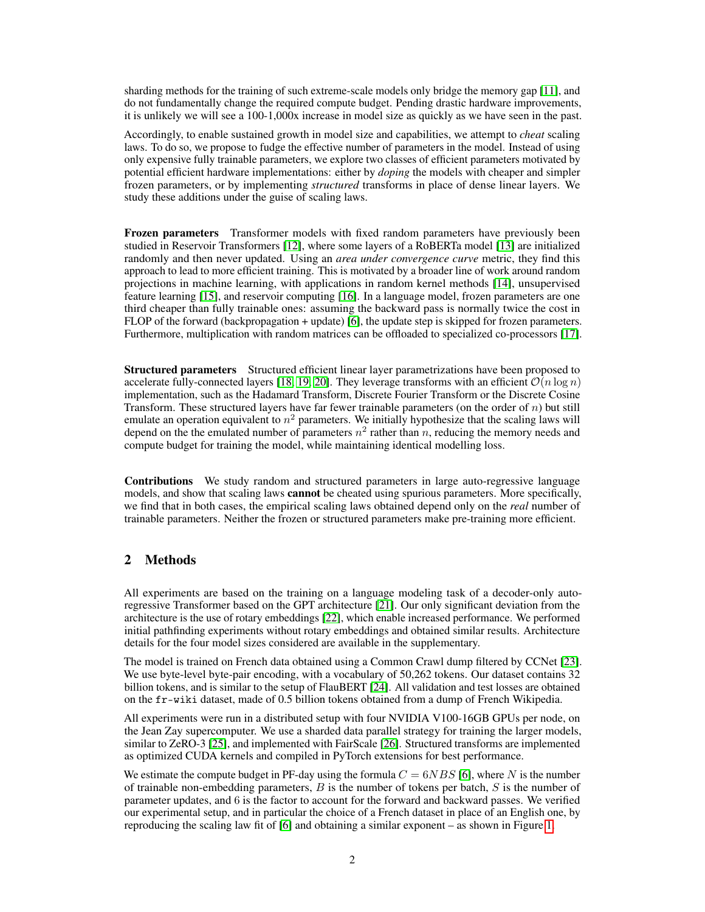sharding methods for the training of such extreme-scale models only bridge the memory gap [11], and do not fundamentally change the required compute budget. Pending drastic hardware improvements, it is unlikely we will see a 100-1,000x increase in model size as quickly as we have seen in the past.

Accordingly, to enable sustained growth in model size and capabilities, we attempt to *cheat* scaling laws. To do so, we propose to fudge the effective number of parameters in the model. Instead of using only expensive fully trainable parameters, we explore two classes of efficient parameters motivated by potential efficient hardware implementations: either by *doping* the models with cheaper and simpler frozen parameters, or by implementing *structured* transforms in place of dense linear layers. We study these additions under the guise of scaling laws.

**Frozen parameters** Transformer models with fixed random parameters have previously been studied in Reservoir Transformers [12], where some layers of a RoBERTa model [13] are initialized randomly and then never updated. Using an *area under convergence curve* metric, they find this approach to lead to more efficient training. This is motivated by a broader line of work around random projections in machine learning, with applications in random kernel methods [14], unsupervised feature learning [15], and reservoir computing [16]. In a language model, frozen parameters are one third cheaper than fully trainable ones: assuming the backward pass is normally twice the cost in FLOP of the forward (backpropagation + update) [6], the update step is skipped for frozen parameters. Furthermore, multiplication with random matrices can be offloaded to specialized co-processors [17].

**Structured parameters** Structured efficient linear layer parametrizations have been proposed to accelerate fully-connected layers [18, 19, 20]. They leverage transforms with an efficient $\mathcal{O}(n \log n)$ implementation, such as the Hadamard Transform, Discrete Fourier Transform or the Discrete Cosine Transform. These structured layers have far fewer trainable parameters (on the order of $n$) but still emulate an operation equivalent to $n^2$ parameters. We initially hypothesize that the scaling laws will depend on the the emulated number of parameters $n^2$ rather than $n$, reducing the memory needs and compute budget for training the model, while maintaining identical modelling loss.

**Contributions** We study random and structured parameters in large auto-regressive language models, and show that scaling laws **cannot** be cheated using spurious parameters. More specifically, we find that in both cases, the empirical scaling laws obtained depend only on the *real* number of trainable parameters. Neither the frozen or structured parameters make pre-training more efficient.

## 2 Methods

All experiments are based on the training on a language modeling task of a decoder-only auto-regressive Transformer based on the GPT architecture [21]. Our only significant deviation from the architecture is the use of rotary embeddings [22], which enable increased performance. We performed initial pathfinding experiments without rotary embeddings and obtained similar results. Architecture details for the four model sizes considered are available in the supplementary.

The model is trained on French data obtained using a Common Crawl dump filtered by CCNet [23]. We use byte-level byte-pair encoding, with a vocabulary of 50,262 tokens. Our dataset contains 32 billion tokens, and is similar to the setup of FlauBERT [24]. All validation and test losses are obtained on the `fr-wiki` dataset, made of 0.5 billion tokens obtained from a dump of French Wikipedia.

All experiments were run in a distributed setup with four NVIDIA V100-16GB GPUs per node, on the Jean Zay supercomputer. We use a sharded data parallel strategy for training the larger models, similar to ZeRO-3 [25], and implemented with FairScale [26]. Structured transforms are implemented as optimized CUDA kernels and compiled in PyTorch extensions for best performance.

We estimate the compute budget in PF-day using the formula $C = 6NBS$ [6], where $N$ is the number of trainable non-embedding parameters, $B$ is the number of tokens per batch, $S$ is the number of parameter updates, and 6 is the factor to account for the forward and backward passes. We verified our experimental setup, and in particular the choice of a French dataset in place of an English one, by reproducing the scaling law fit of [6] and obtaining a similar exponent – as shown in Figure 1.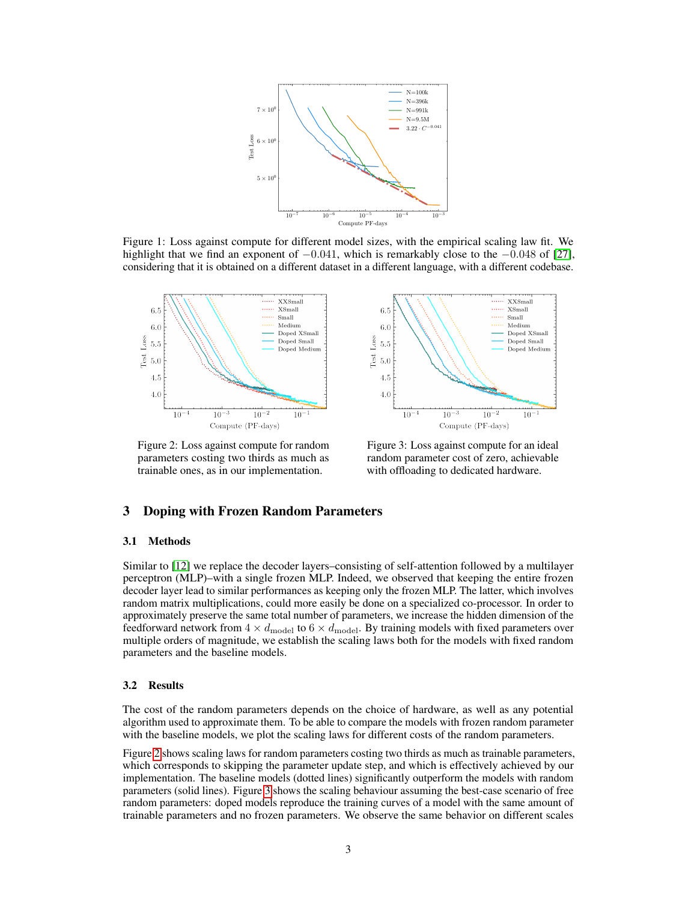Figure 1: Loss against compute for different model sizes, with the empirical scaling law fit. We highlight that we find an exponent of $-0.041$, which is remarkably close to the $-0.048$ of [27], considering that it is obtained on a different dataset in a different language, with a different codebase.

Figure 2: Loss against compute for random parameters costing two thirds as much as trainable ones, as in our implementation.

Figure 3: Loss against compute for an ideal random parameter cost of zero, achievable with offloading to dedicated hardware.

## 3 Doping with Frozen Random Parameters

### 3.1 Methods

Similar to [12] we replace the decoder layers–consisting of self-attention followed by a multilayer perceptron (MLP)–with a single frozen MLP. Indeed, we observed that keeping the entire frozen decoder layer lead to similar performances as keeping only the frozen MLP. The latter, which involves random matrix multiplications, could more easily be done on a specialized co-processor. In order to approximately preserve the same total number of parameters, we increase the hidden dimension of the feedforward network from $4 \times d_{\text{model}}$ to $6 \times d_{\text{model}}$. By training models with fixed parameters over multiple orders of magnitude, we establish the scaling laws both for the models with fixed random parameters and the baseline models.

### 3.2 Results

The cost of the random parameters depends on the choice of hardware, as well as any potential algorithm used to approximate them. To be able to compare the models with frozen random parameter with the baseline models, we plot the scaling laws for different costs of the random parameters.

Figure 2 shows scaling laws for random parameters costing two thirds as much as trainable parameters, which corresponds to skipping the parameter update step, and which is effectively achieved by our implementation. The baseline models (dotted lines) significantly outperform the models with random parameters (solid lines). Figure 3 shows the scaling behaviour assuming the best-case scenario of free random parameters: doped models reproduce the training curves of a model with the same amount of trainable parameters and no frozen parameters. We observe the same behavior on different scales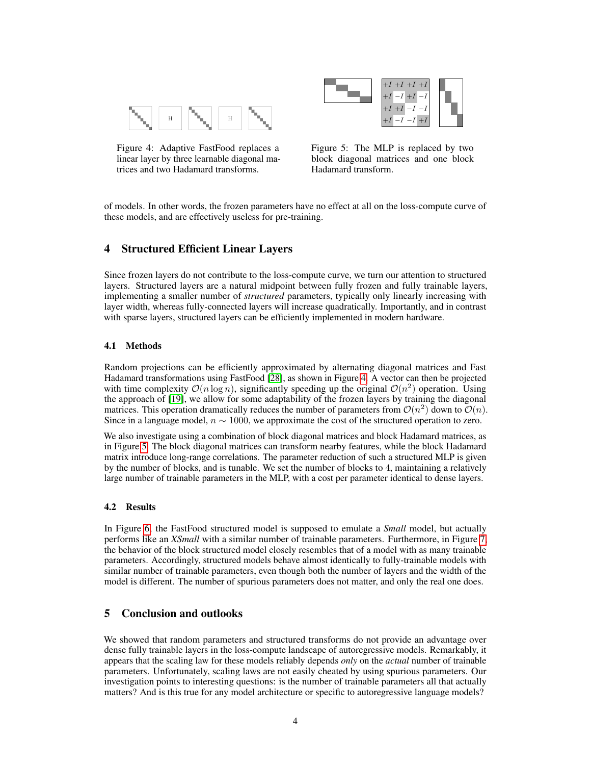Figure 4: Adaptive FastFood replaces a linear layer by three learnable diagonal matrices and two Hadamard transforms.

Figure 5: The MLP is replaced by two block diagonal matrices and one block Hadamard transform.

of models. In other words, the frozen parameters have no effect at all on the loss-compute curve of these models, and are effectively useless for pre-training.

## 4 Structured Efficient Linear Layers

Since frozen layers do not contribute to the loss-compute curve, we turn our attention to structured layers. Structured layers are a natural midpoint between fully frozen and fully trainable layers, implementing a smaller number of *structured* parameters, typically only linearly increasing with layer width, whereas fully-connected layers will increase quadratically. Importantly, and in contrast with sparse layers, structured layers can be efficiently implemented in modern hardware.

### 4.1 Methods

Random projections can be efficiently approximated by alternating diagonal matrices and Fast Hadamard transformations using FastFood [28], as shown in Figure 4. A vector can then be projected with time complexity $\mathcal{O}(n \log n)$, significantly speeding up the original $\mathcal{O}(n^2)$ operation. Using the approach of [19], we allow for some adaptability of the frozen layers by training the diagonal matrices. This operation dramatically reduces the number of parameters from $\mathcal{O}(n^2)$ down to $\mathcal{O}(n)$. Since in a language model, $n \sim 1000$, we approximate the cost of the structured operation to zero.

We also investigate using a combination of block diagonal matrices and block Hadamard matrices, as in Figure 5. The block diagonal matrices can transform nearby features, while the block Hadamard matrix introduce long-range correlations. The parameter reduction of such a structured MLP is given by the number of blocks, and is tunable. We set the number of blocks to 4, maintaining a relatively large number of trainable parameters in the MLP, with a cost per parameter identical to dense layers.

### 4.2 Results

In Figure 6, the FastFood structured model is supposed to emulate a *Small* model, but actually performs like an *XSmall* with a similar number of trainable parameters. Furthermore, in Figure 7, the behavior of the block structured model closely resembles that of a model with as many trainable parameters. Accordingly, structured models behave almost identically to fully-trainable models with similar number of trainable parameters, even though both the number of layers and the width of the model is different. The number of spurious parameters does not matter, and only the real one does.

## 5 Conclusion and outlooks

We showed that random parameters and structured transforms do not provide an advantage over dense fully trainable layers in the loss-compute landscape of autoregressive models. Remarkably, it appears that the scaling law for these models reliably depends *only* on the *actual* number of trainable parameters. Unfortunately, scaling laws are not easily cheated by using spurious parameters. Our investigation points to interesting questions: is the number of trainable parameters all that actually matters? And is this true for any model architecture or specific to autoregressive language models?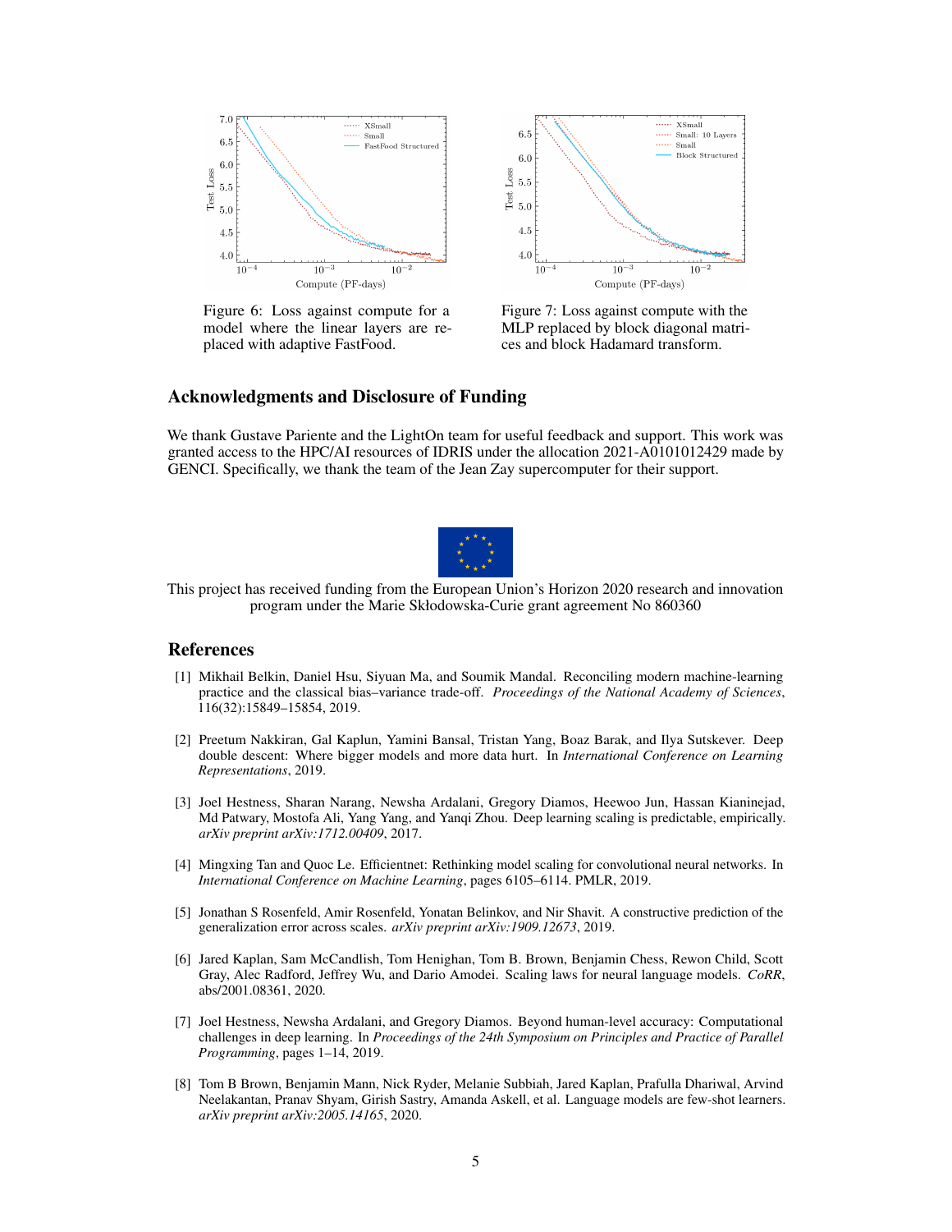Figure 6: Loss against compute for a model where the linear layers are replaced with adaptive FastFood.

Figure 7: Loss against compute with the MLP replaced by block diagonal matrices and block Hadamard transform.

## Acknowledgments and Disclosure of Funding

We thank Gustave Pariente and the LightOn team for useful feedback and support. This work was granted access to the HPC/AI resources of IDRIS under the allocation 2021-A0101012429 made by GENCI. Specifically, we thank the team of the Jean Zay supercomputer for their support.

This project has received funding from the European Union's Horizon 2020 research and innovation program under the Marie Skłodowska-Curie grant agreement No 860360

## References

[1] Mikhail Belkin, Daniel Hsu, Siyuan Ma, and Soumik Mandal. Reconciling modern machine-learning practice and the classical bias–variance trade-off. *Proceedings of the National Academy of Sciences*, 116(32):15849–15854, 2019.

[2] Preetum Nakkiran, Gal Kaplun, Yamini Bansal, Tristan Yang, Boaz Barak, and Ilya Sutskever. Deep double descent: Where bigger models and more data hurt. In *International Conference on Learning Representations*, 2019.

[3] Joel Hestness, Sharan Narang, Newsha Ardalani, Gregory Diamos, Heewoo Jun, Hassan Kianinejad, Md Patwary, Mostofa Ali, Yang Yang, and Yanqi Zhou. Deep learning scaling is predictable, empirically. *arXiv preprint arXiv:1712.00409*, 2017.

[4] Mingxing Tan and Quoc Le. Efficientnet: Rethinking model scaling for convolutional neural networks. In *International Conference on Machine Learning*, pages 6105–6114. PMLR, 2019.

[5] Jonathan S Rosenfeld, Amir Rosenfeld, Yonatan Belinkov, and Nir Shavit. A constructive prediction of the generalization error across scales. *arXiv preprint arXiv:1909.12673*, 2019.

[6] Jared Kaplan, Sam McCandlish, Tom Henighan, Tom B. Brown, Benjamin Chess, Rewon Child, Scott Gray, Alec Radford, Jeffrey Wu, and Dario Amodei. Scaling laws for neural language models. *CoRR*, abs/2001.08361, 2020.

[7] Joel Hestness, Newsha Ardalani, and Gregory Diamos. Beyond human-level accuracy: Computational challenges in deep learning. In *Proceedings of the 24th Symposium on Principles and Practice of Parallel Programming*, pages 1–14, 2019.

[8] Tom B Brown, Benjamin Mann, Nick Ryder, Melanie Subbiah, Jared Kaplan, Prafulla Dhariwal, Arvind Neelakantan, Pranav Shyam, Girish Sastry, Amanda Askell, et al. Language models are few-shot learners. *arXiv preprint arXiv:2005.14165*, 2020.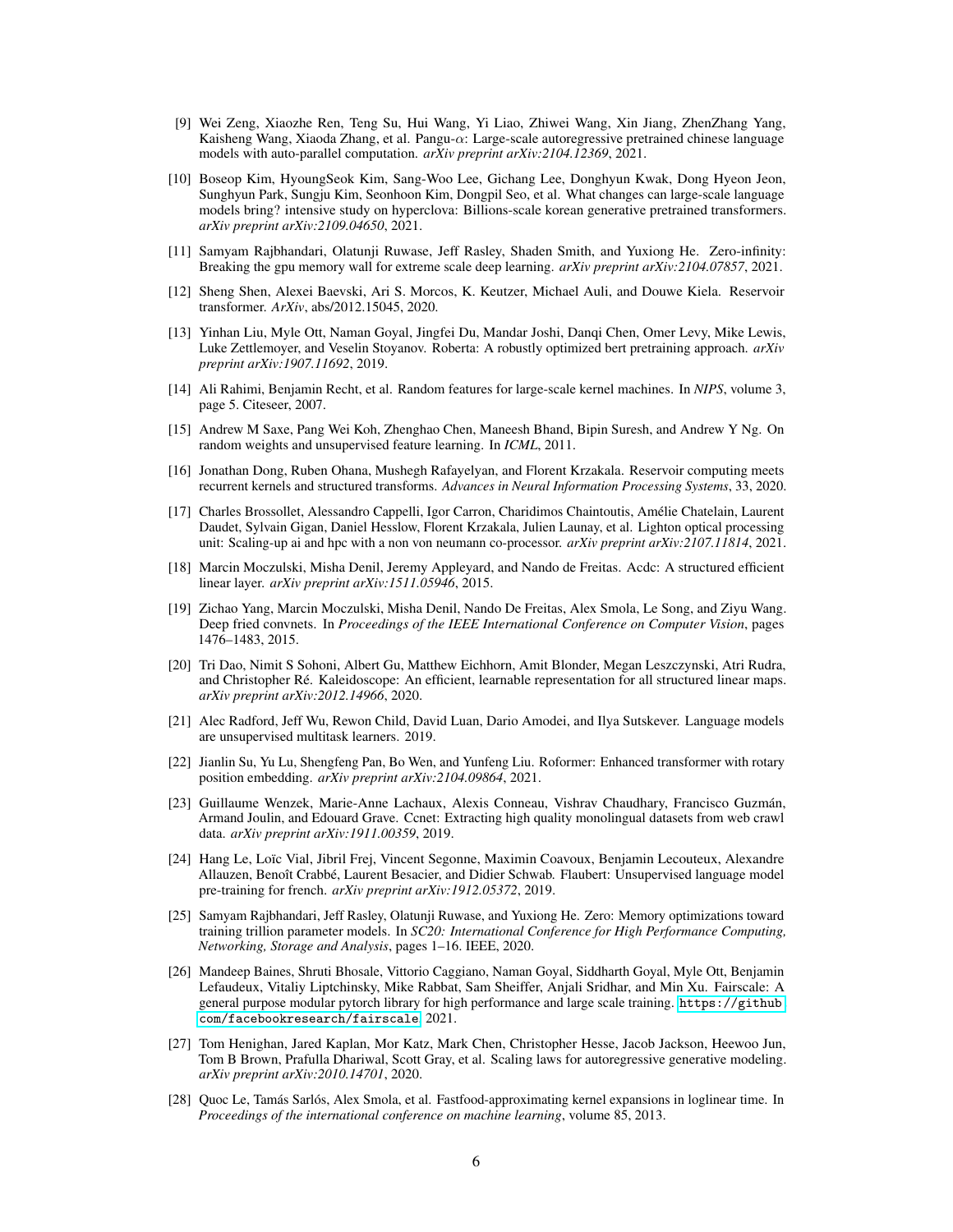[9] Wei Zeng, Xiaozhe Ren, Teng Su, Hui Wang, Yi Liao, Zhiwei Wang, Xin Jiang, ZhenZhang Yang, Kaisheng Wang, Xiaoda Zhang, et al. Pangu-$\alpha$: Large-scale autoregressive pretrained chinese language models with auto-parallel computation. *arXiv preprint arXiv:2104.12369*, 2021.

[10] Boseop Kim, HyoungSeok Kim, Sang-Woo Lee, Gichang Lee, Donghyun Kwak, Dong Hyeon Jeon, Sunghyun Park, Sungju Kim, Seonhoon Kim, Dongpil Seo, et al. What changes can large-scale language models bring? intensive study on hyperclova: Billions-scale korean generative pretrained transformers. *arXiv preprint arXiv:2109.04650*, 2021.

[11] Samyam Rajbhandari, Olatunji Ruwase, Jeff Rasley, Shaden Smith, and Yuxiong He. Zero-infinity: Breaking the gpu memory wall for extreme scale deep learning. *arXiv preprint arXiv:2104.07857*, 2021.

[12] Sheng Shen, Alexei Baevski, Ari S. Morcos, K. Keutzer, Michael Auli, and Douwe Kiela. Reservoir transformer. *ArXiv*, abs/2012.15045, 2020.

[13] Yinhan Liu, Myle Ott, Naman Goyal, Jingfei Du, Mandar Joshi, Danqi Chen, Omer Levy, Mike Lewis, Luke Zettlemoyer, and Veselin Stoyanov. Roberta: A robustly optimized bert pretraining approach. *arXiv preprint arXiv:1907.11692*, 2019.

[14] Ali Rahimi, Benjamin Recht, et al. Random features for large-scale kernel machines. In *NIPS*, volume 3, page 5. Citeseer, 2007.

[15] Andrew M Saxe, Pang Wei Koh, Zhenghao Chen, Maneesh Bhand, Bipin Suresh, and Andrew Y Ng. On random weights and unsupervised feature learning. In *ICML*, 2011.

[16] Jonathan Dong, Ruben Ohana, Mushegh Rafayelyan, and Florent Krzakala. Reservoir computing meets recurrent kernels and structured transforms. *Advances in Neural Information Processing Systems*, 33, 2020.

[17] Charles Brossollet, Alessandro Cappelli, Igor Carron, Charidimos Chaintoutis, Amélie Chatelain, Laurent Daudet, Sylvain Gigan, Daniel Hesslow, Florent Krzakala, Julien Launay, et al. Lighton optical processing unit: Scaling-up ai and hpc with a non von neumann co-processor. *arXiv preprint arXiv:2107.11814*, 2021.

[18] Marcin Moczulski, Misha Denil, Jeremy Appleyard, and Nando de Freitas. Acdc: A structured efficient linear layer. *arXiv preprint arXiv:1511.05946*, 2015.

[19] Zichao Yang, Marcin Moczulski, Misha Denil, Nando De Freitas, Alex Smola, Le Song, and Ziyu Wang. Deep fried convnets. In *Proceedings of the IEEE International Conference on Computer Vision*, pages 1476–1483, 2015.

[20] Tri Dao, Nimit S Sohoni, Albert Gu, Matthew Eichhorn, Amit Blonder, Megan Leszczynski, Atri Rudra, and Christopher Ré. Kaleidoscope: An efficient, learnable representation for all structured linear maps. *arXiv preprint arXiv:2012.14966*, 2020.

[21] Alec Radford, Jeff Wu, Rewon Child, David Luan, Dario Amodei, and Ilya Sutskever. Language models are unsupervised multitask learners. 2019.

[22] Jianlin Su, Yu Lu, Shengfeng Pan, Bo Wen, and Yunfeng Liu. Roformer: Enhanced transformer with rotary position embedding. *arXiv preprint arXiv:2104.09864*, 2021.

[23] Guillaume Wenzek, Marie-Anne Lachaux, Alexis Conneau, Vishrav Chaudhary, Francisco Guzmán, Armand Joulin, and Edouard Grave. Ccnet: Extracting high quality monolingual datasets from web crawl data. *arXiv preprint arXiv:1911.00359*, 2019.

[24] Hang Le, Loïc Vial, Jibril Frej, Vincent Segonne, Maximin Coavoux, Benjamin Lecouteux, Alexandre Allauzen, Benoît Crabbé, Laurent Besacier, and Didier Schwab. Flaubert: Unsupervised language model pre-training for french. *arXiv preprint arXiv:1912.05372*, 2019.

[25] Samyam Rajbhandari, Jeff Rasley, Olatunji Ruwase, and Yuxiong He. Zero: Memory optimizations toward training trillion parameter models. In *SC20: International Conference for High Performance Computing, Networking, Storage and Analysis*, pages 1–16. IEEE, 2020.

[26] Mandeep Baines, Shruti Bhosale, Vittorio Caggiano, Naman Goyal, Siddharth Goyal, Myle Ott, Benjamin Lefaudeux, Vitaliy Liptchinsky, Mike Rabbat, Sam Sheiffer, Anjali Sridhar, and Min Xu. Fairscale: A general purpose modular pytorch library for high performance and large scale training. `https://github.com/facebookresearch/fairscale`, 2021.

[27] Tom Henighan, Jared Kaplan, Mor Katz, Mark Chen, Christopher Hesse, Jacob Jackson, Heewoo Jun, Tom B Brown, Prafulla Dhariwal, Scott Gray, et al. Scaling laws for autoregressive generative modeling. *arXiv preprint arXiv:2010.14701*, 2020.

[28] Quoc Le, Tamás Sarlós, Alex Smola, et al. Fastfood-approximating kernel expansions in loglinear time. In *Proceedings of the international conference on machine learning*, volume 85, 2013.